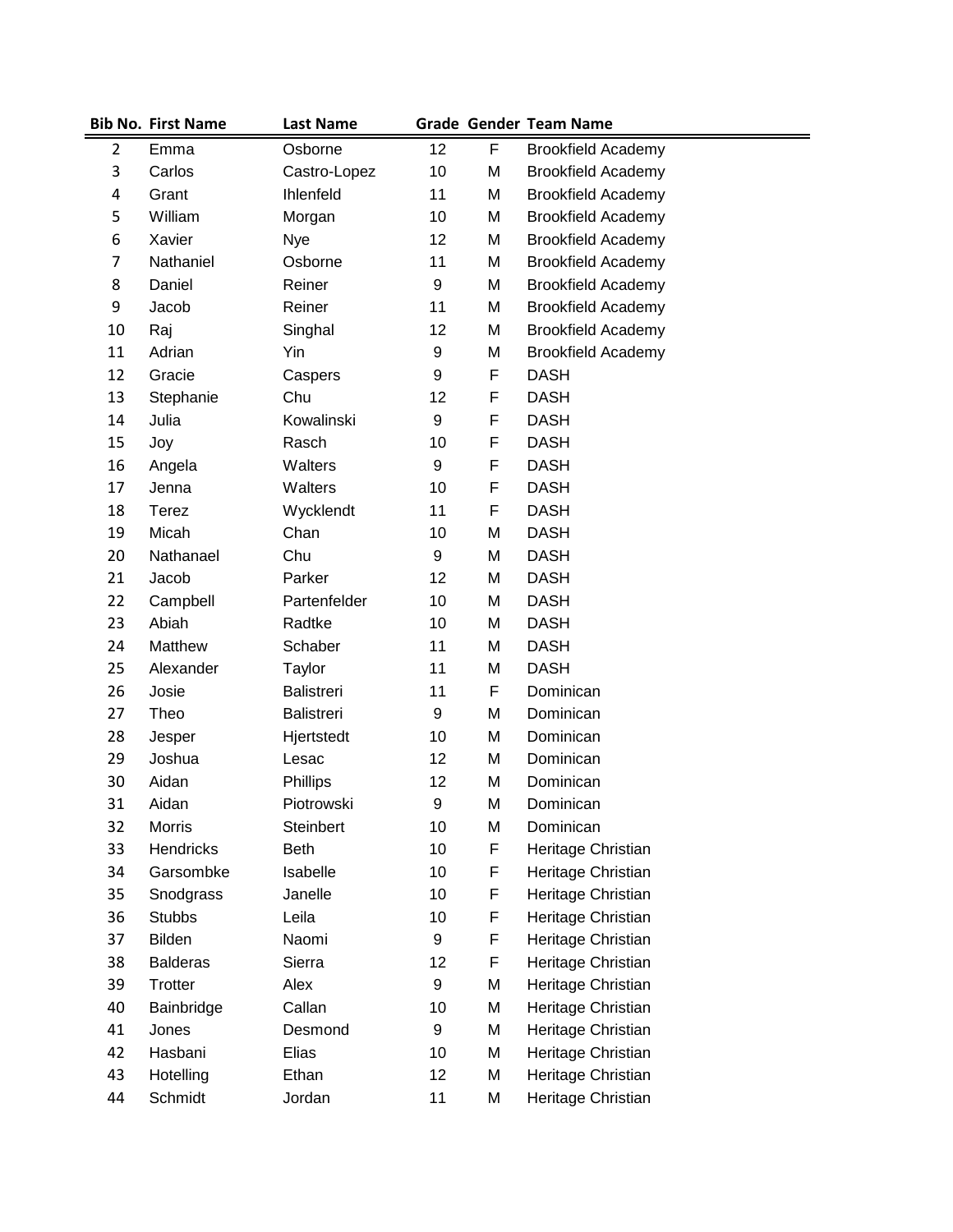| Bib No. | First Name | Last Name | Grade | Gender | Team Name |
|---|---|---|---|---|---|
| 2 | Emma | Osborne | 12 | F | Brookfield Academy |
| 3 | Carlos | Castro-Lopez | 10 | M | Brookfield Academy |
| 4 | Grant | Ihlenfeld | 11 | M | Brookfield Academy |
| 5 | William | Morgan | 10 | M | Brookfield Academy |
| 6 | Xavier | Nye | 12 | M | Brookfield Academy |
| 7 | Nathaniel | Osborne | 11 | M | Brookfield Academy |
| 8 | Daniel | Reiner | 9 | M | Brookfield Academy |
| 9 | Jacob | Reiner | 11 | M | Brookfield Academy |
| 10 | Raj | Singhal | 12 | M | Brookfield Academy |
| 11 | Adrian | Yin | 9 | M | Brookfield Academy |
| 12 | Gracie | Caspers | 9 | F | DASH |
| 13 | Stephanie | Chu | 12 | F | DASH |
| 14 | Julia | Kowalinski | 9 | F | DASH |
| 15 | Joy | Rasch | 10 | F | DASH |
| 16 | Angela | Walters | 9 | F | DASH |
| 17 | Jenna | Walters | 10 | F | DASH |
| 18 | Terez | Wycklendt | 11 | F | DASH |
| 19 | Micah | Chan | 10 | M | DASH |
| 20 | Nathanael | Chu | 9 | M | DASH |
| 21 | Jacob | Parker | 12 | M | DASH |
| 22 | Campbell | Partenfelder | 10 | M | DASH |
| 23 | Abiah | Radtke | 10 | M | DASH |
| 24 | Matthew | Schaber | 11 | M | DASH |
| 25 | Alexander | Taylor | 11 | M | DASH |
| 26 | Josie | Balistreri | 11 | F | Dominican |
| 27 | Theo | Balistreri | 9 | M | Dominican |
| 28 | Jesper | Hjertstedt | 10 | M | Dominican |
| 29 | Joshua | Lesac | 12 | M | Dominican |
| 30 | Aidan | Phillips | 12 | M | Dominican |
| 31 | Aidan | Piotrowski | 9 | M | Dominican |
| 32 | Morris | Steinbert | 10 | M | Dominican |
| 33 | Hendricks | Beth | 10 | F | Heritage Christian |
| 34 | Garsombke | Isabelle | 10 | F | Heritage Christian |
| 35 | Snodgrass | Janelle | 10 | F | Heritage Christian |
| 36 | Stubbs | Leila | 10 | F | Heritage Christian |
| 37 | Bilden | Naomi | 9 | F | Heritage Christian |
| 38 | Balderas | Sierra | 12 | F | Heritage Christian |
| 39 | Trotter | Alex | 9 | M | Heritage Christian |
| 40 | Bainbridge | Callan | 10 | M | Heritage Christian |
| 41 | Jones | Desmond | 9 | M | Heritage Christian |
| 42 | Hasbani | Elias | 10 | M | Heritage Christian |
| 43 | Hotelling | Ethan | 12 | M | Heritage Christian |
| 44 | Schmidt | Jordan | 11 | M | Heritage Christian |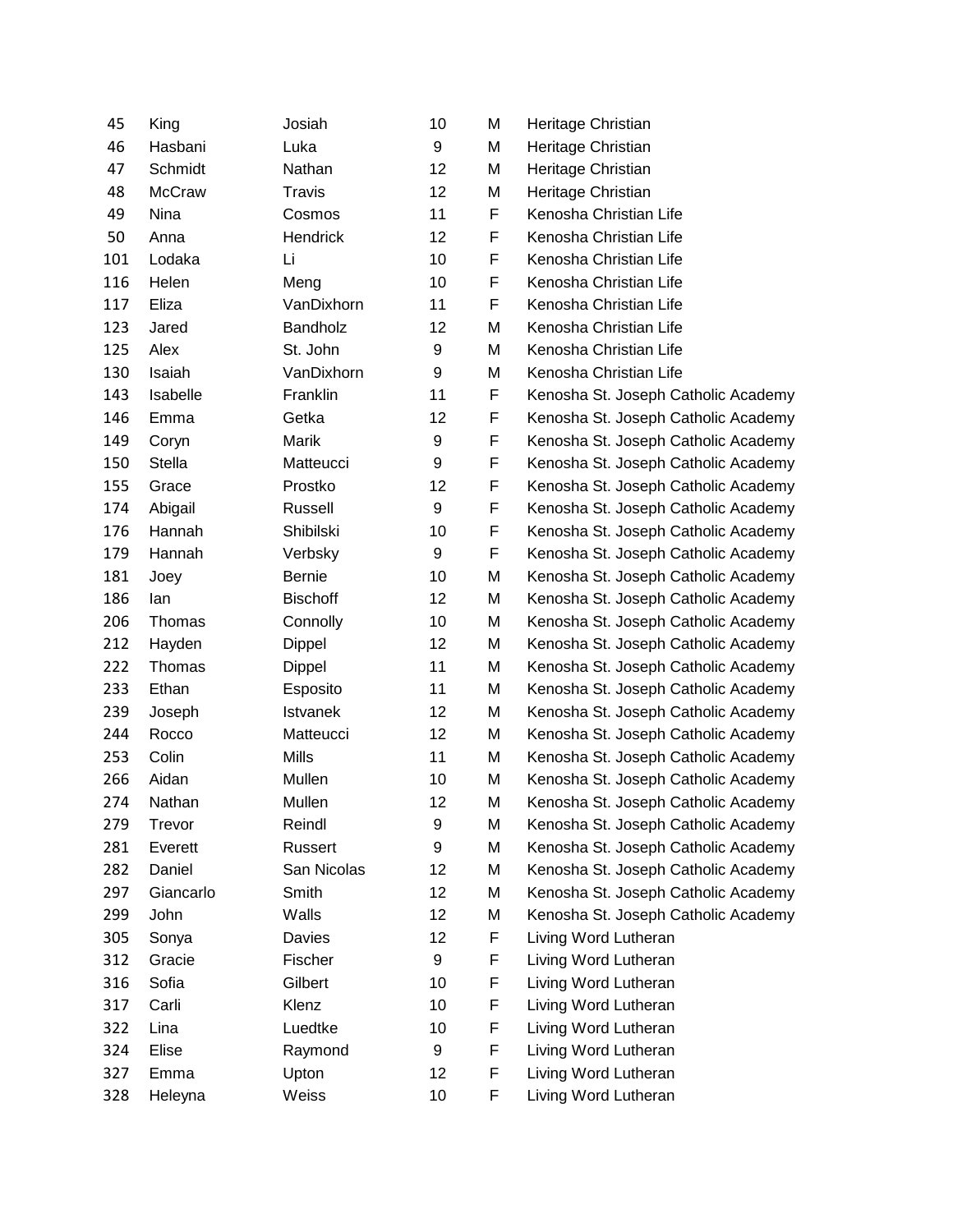| | | | | | |
|---|---|---|---|---|---|
| 45 | King | Josiah | 10 | M | Heritage Christian |
| 46 | Hasbani | Luka | 9 | M | Heritage Christian |
| 47 | Schmidt | Nathan | 12 | M | Heritage Christian |
| 48 | McCraw | Travis | 12 | M | Heritage Christian |
| 49 | Nina | Cosmos | 11 | F | Kenosha Christian Life |
| 50 | Anna | Hendrick | 12 | F | Kenosha Christian Life |
| 101 | Lodaka | Li | 10 | F | Kenosha Christian Life |
| 116 | Helen | Meng | 10 | F | Kenosha Christian Life |
| 117 | Eliza | VanDixhorn | 11 | F | Kenosha Christian Life |
| 123 | Jared | Bandholz | 12 | M | Kenosha Christian Life |
| 125 | Alex | St. John | 9 | M | Kenosha Christian Life |
| 130 | Isaiah | VanDixhorn | 9 | M | Kenosha Christian Life |
| 143 | Isabelle | Franklin | 11 | F | Kenosha St. Joseph Catholic Academy |
| 146 | Emma | Getka | 12 | F | Kenosha St. Joseph Catholic Academy |
| 149 | Coryn | Marik | 9 | F | Kenosha St. Joseph Catholic Academy |
| 150 | Stella | Matteucci | 9 | F | Kenosha St. Joseph Catholic Academy |
| 155 | Grace | Prostko | 12 | F | Kenosha St. Joseph Catholic Academy |
| 174 | Abigail | Russell | 9 | F | Kenosha St. Joseph Catholic Academy |
| 176 | Hannah | Shibilski | 10 | F | Kenosha St. Joseph Catholic Academy |
| 179 | Hannah | Verbsky | 9 | F | Kenosha St. Joseph Catholic Academy |
| 181 | Joey | Bernie | 10 | M | Kenosha St. Joseph Catholic Academy |
| 186 | Ian | Bischoff | 12 | M | Kenosha St. Joseph Catholic Academy |
| 206 | Thomas | Connolly | 10 | M | Kenosha St. Joseph Catholic Academy |
| 212 | Hayden | Dippel | 12 | M | Kenosha St. Joseph Catholic Academy |
| 222 | Thomas | Dippel | 11 | M | Kenosha St. Joseph Catholic Academy |
| 233 | Ethan | Esposito | 11 | M | Kenosha St. Joseph Catholic Academy |
| 239 | Joseph | Istvanek | 12 | M | Kenosha St. Joseph Catholic Academy |
| 244 | Rocco | Matteucci | 12 | M | Kenosha St. Joseph Catholic Academy |
| 253 | Colin | Mills | 11 | M | Kenosha St. Joseph Catholic Academy |
| 266 | Aidan | Mullen | 10 | M | Kenosha St. Joseph Catholic Academy |
| 274 | Nathan | Mullen | 12 | M | Kenosha St. Joseph Catholic Academy |
| 279 | Trevor | Reindl | 9 | M | Kenosha St. Joseph Catholic Academy |
| 281 | Everett | Russert | 9 | M | Kenosha St. Joseph Catholic Academy |
| 282 | Daniel | San Nicolas | 12 | M | Kenosha St. Joseph Catholic Academy |
| 297 | Giancarlo | Smith | 12 | M | Kenosha St. Joseph Catholic Academy |
| 299 | John | Walls | 12 | M | Kenosha St. Joseph Catholic Academy |
| 305 | Sonya | Davies | 12 | F | Living Word Lutheran |
| 312 | Gracie | Fischer | 9 | F | Living Word Lutheran |
| 316 | Sofia | Gilbert | 10 | F | Living Word Lutheran |
| 317 | Carli | Klenz | 10 | F | Living Word Lutheran |
| 322 | Lina | Luedtke | 10 | F | Living Word Lutheran |
| 324 | Elise | Raymond | 9 | F | Living Word Lutheran |
| 327 | Emma | Upton | 12 | F | Living Word Lutheran |
| 328 | Heleyna | Weiss | 10 | F | Living Word Lutheran |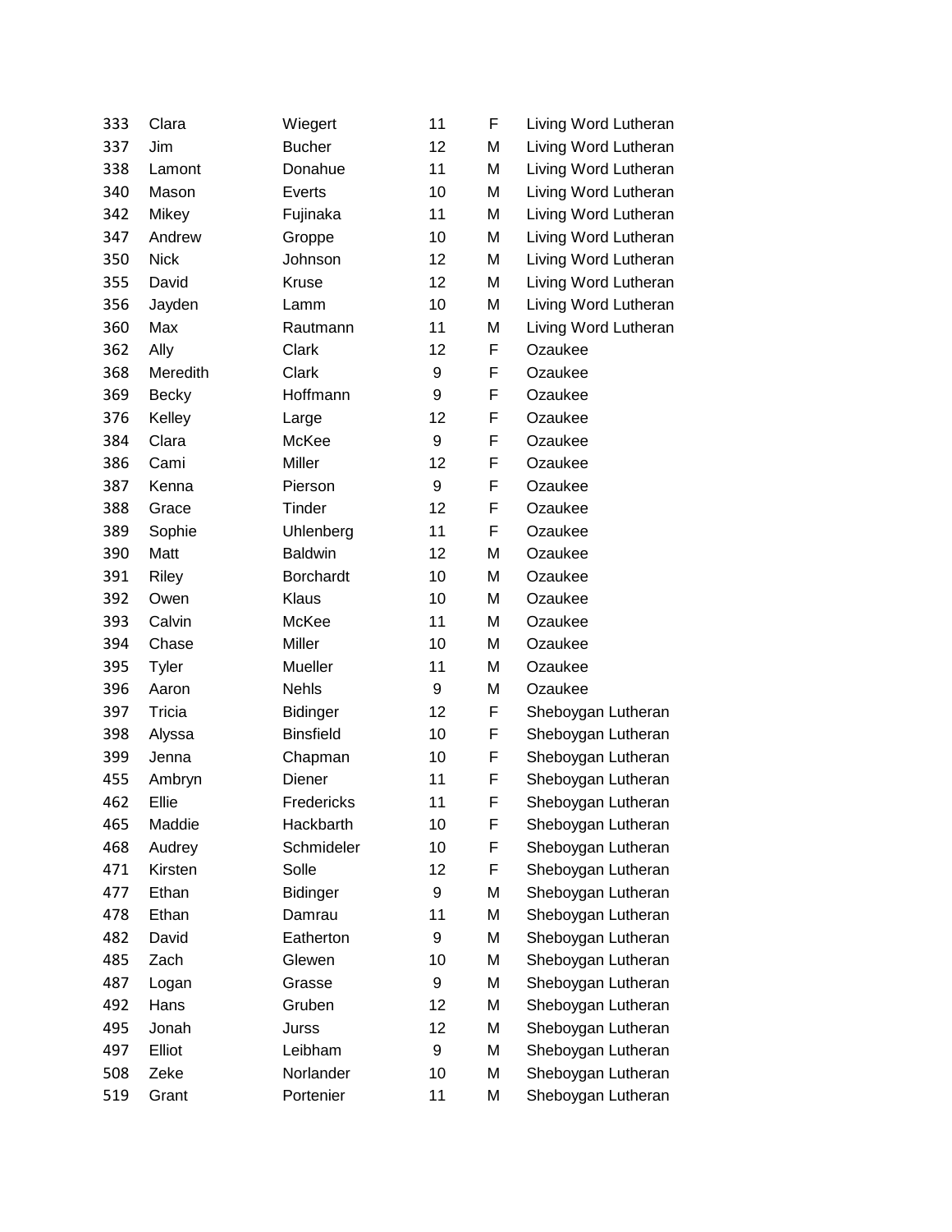| | | | | | |
|---|---|---|---|---|---|
| 333 | Clara | Wiegert | 11 | F | Living Word Lutheran |
| 337 | Jim | Bucher | 12 | M | Living Word Lutheran |
| 338 | Lamont | Donahue | 11 | M | Living Word Lutheran |
| 340 | Mason | Everts | 10 | M | Living Word Lutheran |
| 342 | Mikey | Fujinaka | 11 | M | Living Word Lutheran |
| 347 | Andrew | Groppe | 10 | M | Living Word Lutheran |
| 350 | Nick | Johnson | 12 | M | Living Word Lutheran |
| 355 | David | Kruse | 12 | M | Living Word Lutheran |
| 356 | Jayden | Lamm | 10 | M | Living Word Lutheran |
| 360 | Max | Rautmann | 11 | M | Living Word Lutheran |
| 362 | Ally | Clark | 12 | F | Ozaukee |
| 368 | Meredith | Clark | 9 | F | Ozaukee |
| 369 | Becky | Hoffmann | 9 | F | Ozaukee |
| 376 | Kelley | Large | 12 | F | Ozaukee |
| 384 | Clara | McKee | 9 | F | Ozaukee |
| 386 | Cami | Miller | 12 | F | Ozaukee |
| 387 | Kenna | Pierson | 9 | F | Ozaukee |
| 388 | Grace | Tinder | 12 | F | Ozaukee |
| 389 | Sophie | Uhlenberg | 11 | F | Ozaukee |
| 390 | Matt | Baldwin | 12 | M | Ozaukee |
| 391 | Riley | Borchardt | 10 | M | Ozaukee |
| 392 | Owen | Klaus | 10 | M | Ozaukee |
| 393 | Calvin | McKee | 11 | M | Ozaukee |
| 394 | Chase | Miller | 10 | M | Ozaukee |
| 395 | Tyler | Mueller | 11 | M | Ozaukee |
| 396 | Aaron | Nehls | 9 | M | Ozaukee |
| 397 | Tricia | Bidinger | 12 | F | Sheboygan Lutheran |
| 398 | Alyssa | Binsfield | 10 | F | Sheboygan Lutheran |
| 399 | Jenna | Chapman | 10 | F | Sheboygan Lutheran |
| 455 | Ambryn | Diener | 11 | F | Sheboygan Lutheran |
| 462 | Ellie | Fredericks | 11 | F | Sheboygan Lutheran |
| 465 | Maddie | Hackbarth | 10 | F | Sheboygan Lutheran |
| 468 | Audrey | Schmideler | 10 | F | Sheboygan Lutheran |
| 471 | Kirsten | Solle | 12 | F | Sheboygan Lutheran |
| 477 | Ethan | Bidinger | 9 | M | Sheboygan Lutheran |
| 478 | Ethan | Damrau | 11 | M | Sheboygan Lutheran |
| 482 | David | Eatherton | 9 | M | Sheboygan Lutheran |
| 485 | Zach | Glewen | 10 | M | Sheboygan Lutheran |
| 487 | Logan | Grasse | 9 | M | Sheboygan Lutheran |
| 492 | Hans | Gruben | 12 | M | Sheboygan Lutheran |
| 495 | Jonah | Jurss | 12 | M | Sheboygan Lutheran |
| 497 | Elliot | Leibham | 9 | M | Sheboygan Lutheran |
| 508 | Zeke | Norlander | 10 | M | Sheboygan Lutheran |
| 519 | Grant | Portenier | 11 | M | Sheboygan Lutheran |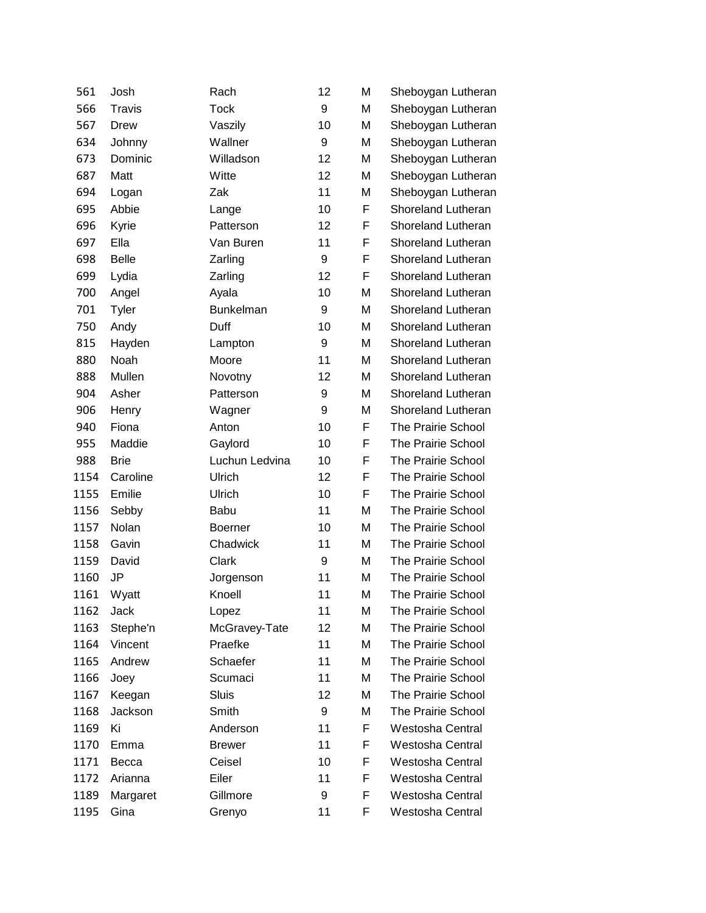| | | | | | |
|---|---|---|---|---|---|
| 561 | Josh | Rach | 12 | M | Sheboygan Lutheran |
| 566 | Travis | Tock | 9 | M | Sheboygan Lutheran |
| 567 | Drew | Vaszily | 10 | M | Sheboygan Lutheran |
| 634 | Johnny | Wallner | 9 | M | Sheboygan Lutheran |
| 673 | Dominic | Willadson | 12 | M | Sheboygan Lutheran |
| 687 | Matt | Witte | 12 | M | Sheboygan Lutheran |
| 694 | Logan | Zak | 11 | M | Sheboygan Lutheran |
| 695 | Abbie | Lange | 10 | F | Shoreland Lutheran |
| 696 | Kyrie | Patterson | 12 | F | Shoreland Lutheran |
| 697 | Ella | Van Buren | 11 | F | Shoreland Lutheran |
| 698 | Belle | Zarling | 9 | F | Shoreland Lutheran |
| 699 | Lydia | Zarling | 12 | F | Shoreland Lutheran |
| 700 | Angel | Ayala | 10 | M | Shoreland Lutheran |
| 701 | Tyler | Bunkelman | 9 | M | Shoreland Lutheran |
| 750 | Andy | Duff | 10 | M | Shoreland Lutheran |
| 815 | Hayden | Lampton | 9 | M | Shoreland Lutheran |
| 880 | Noah | Moore | 11 | M | Shoreland Lutheran |
| 888 | Mullen | Novotny | 12 | M | Shoreland Lutheran |
| 904 | Asher | Patterson | 9 | M | Shoreland Lutheran |
| 906 | Henry | Wagner | 9 | M | Shoreland Lutheran |
| 940 | Fiona | Anton | 10 | F | The Prairie School |
| 955 | Maddie | Gaylord | 10 | F | The Prairie School |
| 988 | Brie | Luchun Ledvina | 10 | F | The Prairie School |
| 1154 | Caroline | Ulrich | 12 | F | The Prairie School |
| 1155 | Emilie | Ulrich | 10 | F | The Prairie School |
| 1156 | Sebby | Babu | 11 | M | The Prairie School |
| 1157 | Nolan | Boerner | 10 | M | The Prairie School |
| 1158 | Gavin | Chadwick | 11 | M | The Prairie School |
| 1159 | David | Clark | 9 | M | The Prairie School |
| 1160 | JP | Jorgenson | 11 | M | The Prairie School |
| 1161 | Wyatt | Knoell | 11 | M | The Prairie School |
| 1162 | Jack | Lopez | 11 | M | The Prairie School |
| 1163 | Stephe'n | McGravey-Tate | 12 | M | The Prairie School |
| 1164 | Vincent | Praefke | 11 | M | The Prairie School |
| 1165 | Andrew | Schaefer | 11 | M | The Prairie School |
| 1166 | Joey | Scumaci | 11 | M | The Prairie School |
| 1167 | Keegan | Sluis | 12 | M | The Prairie School |
| 1168 | Jackson | Smith | 9 | M | The Prairie School |
| 1169 | Ki | Anderson | 11 | F | Westosha Central |
| 1170 | Emma | Brewer | 11 | F | Westosha Central |
| 1171 | Becca | Ceisel | 10 | F | Westosha Central |
| 1172 | Arianna | Eiler | 11 | F | Westosha Central |
| 1189 | Margaret | Gillmore | 9 | F | Westosha Central |
| 1195 | Gina | Grenyo | 11 | F | Westosha Central |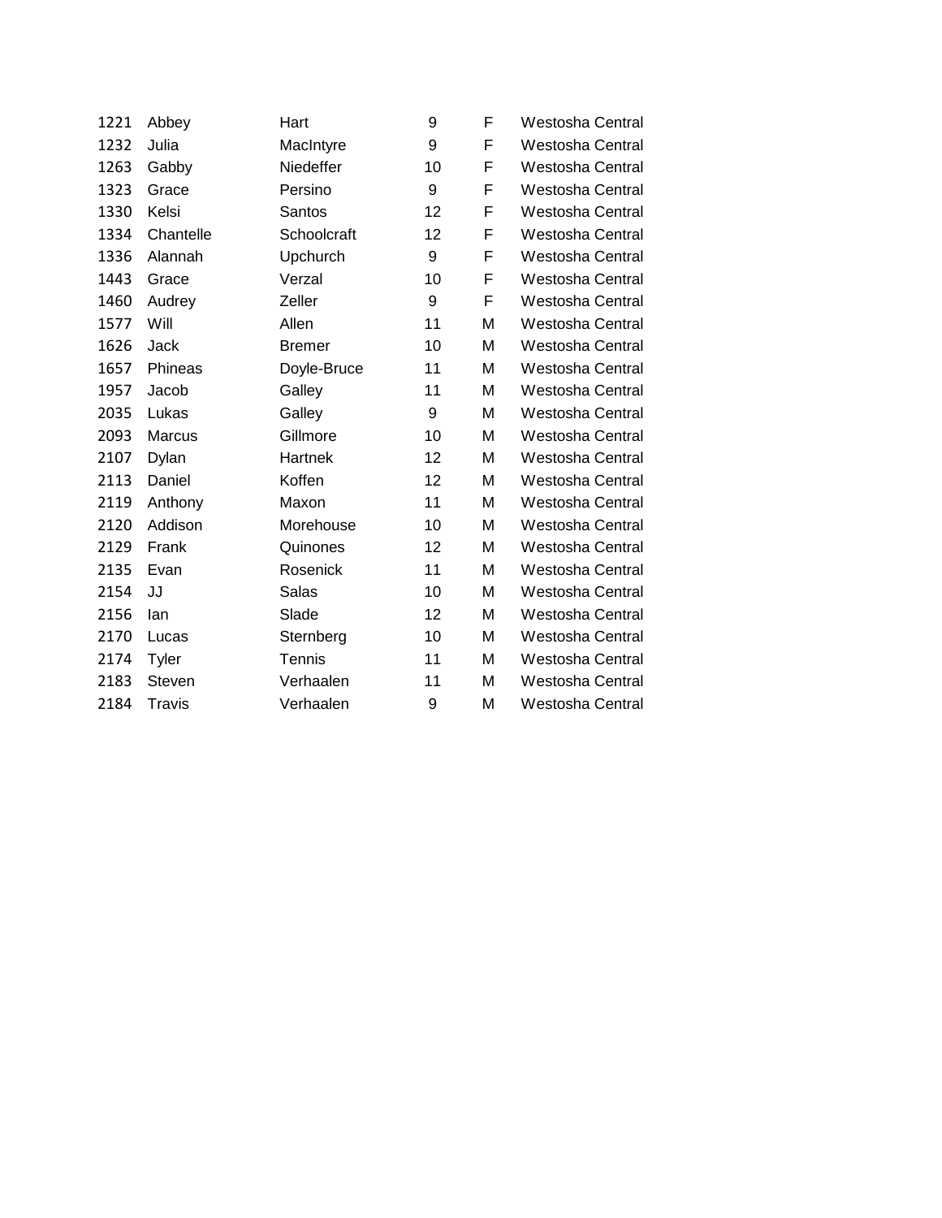| | | | | | |
|---|---|---|---|---|---|
| 1221 | Abbey | Hart | 9 | F | Westosha Central |
| 1232 | Julia | MacIntyre | 9 | F | Westosha Central |
| 1263 | Gabby | Niedeffer | 10 | F | Westosha Central |
| 1323 | Grace | Persino | 9 | F | Westosha Central |
| 1330 | Kelsi | Santos | 12 | F | Westosha Central |
| 1334 | Chantelle | Schoolcraft | 12 | F | Westosha Central |
| 1336 | Alannah | Upchurch | 9 | F | Westosha Central |
| 1443 | Grace | Verzal | 10 | F | Westosha Central |
| 1460 | Audrey | Zeller | 9 | F | Westosha Central |
| 1577 | Will | Allen | 11 | M | Westosha Central |
| 1626 | Jack | Bremer | 10 | M | Westosha Central |
| 1657 | Phineas | Doyle-Bruce | 11 | M | Westosha Central |
| 1957 | Jacob | Galley | 11 | M | Westosha Central |
| 2035 | Lukas | Galley | 9 | M | Westosha Central |
| 2093 | Marcus | Gillmore | 10 | M | Westosha Central |
| 2107 | Dylan | Hartnek | 12 | M | Westosha Central |
| 2113 | Daniel | Koffen | 12 | M | Westosha Central |
| 2119 | Anthony | Maxon | 11 | M | Westosha Central |
| 2120 | Addison | Morehouse | 10 | M | Westosha Central |
| 2129 | Frank | Quinones | 12 | M | Westosha Central |
| 2135 | Evan | Rosenick | 11 | M | Westosha Central |
| 2154 | JJ | Salas | 10 | M | Westosha Central |
| 2156 | Ian | Slade | 12 | M | Westosha Central |
| 2170 | Lucas | Sternberg | 10 | M | Westosha Central |
| 2174 | Tyler | Tennis | 11 | M | Westosha Central |
| 2183 | Steven | Verhaalen | 11 | M | Westosha Central |
| 2184 | Travis | Verhaalen | 9 | M | Westosha Central |